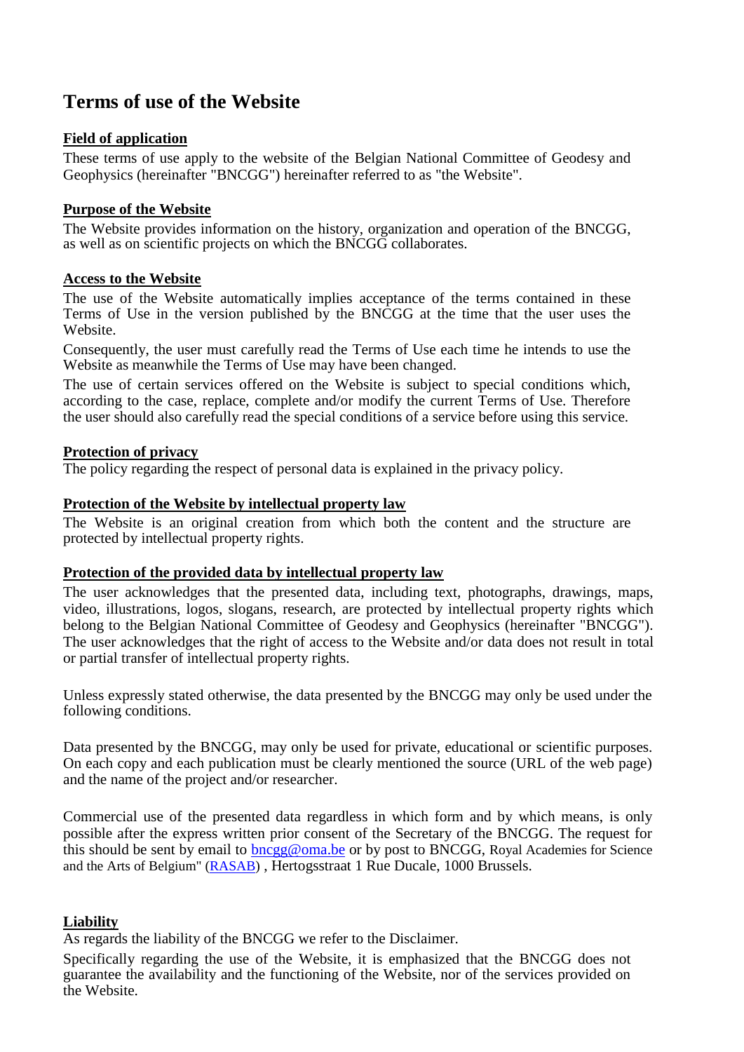# Terms of use of the Website

## Field of application

These terms of use apply to the website of the Belgian National Committee of Geodesy and Geophysics (hereinafter "BNCGG") hereinafter referred to as "the Website".

## Purpose of the Website

The Website provides information on the history, organization and operation of the BNCGG, as well as on scientific projects on which the BNCGG collaborates.

## Access to the Website

The use of the Website automatically implies acceptance of the terms contained in these Terms of Use in the version published by the BNCGG at the time that the user uses the Website.

Consequently, the user must carefully read the Terms of Use each time he intends to use the Website as meanwhile the Terms of Use may have been changed.

The use of certain services offered on the Website is subject to special conditions which, according to the case, replace, complete and/or modify the current Terms of Use. Therefore the user should also carefully read the special conditions of a service before using this service.

## Protection of privacy

The policy regarding the respect of personal data is explained in the privacy policy.

## Protection of the Website by intellectual property law

The Website is an original creation from which both the content and the structure are protected by intellectual property rights.

## Protection of the provided data by intellectual property law

The user acknowledges that the presented data, including text, photographs, drawings, maps, video, illustrations, logos, slogans, research, are protected by intellectual property rights which belong to the Belgian National Committee of Geodesy and Geophysics (hereinafter "BNCGG"). The user acknowledges that the right of access to the Website and/or data does not result in total or partial transfer of intellectual property rights.

Unless expressly stated otherwise, the data presented by the BNCGG may only be used under the following conditions.

Data presented by the BNCGG, may only be used for private, educational or scientific purposes. On each copy and each publication must be clearly mentioned the source (URL of the web page) and the name of the project and/or researcher.

Commercial use of the presented data regardless in which form and by which means, is only possible after the express written prior consent of the Secretary of the BNCGG. The request for this should be sent by email to bncgg@oma.be or by post to BNCGG, Royal Academies for Science and the Arts of Belgium" (RASAB) , Hertogsstraat 1 Rue Ducale, 1000 Brussels.

## Liability

As regards the liability of the BNCGG we refer to the Disclaimer.

Specifically regarding the use of the Website, it is emphasized that the BNCGG does not guarantee the availability and the functioning of the Website, nor of the services provided on the Website.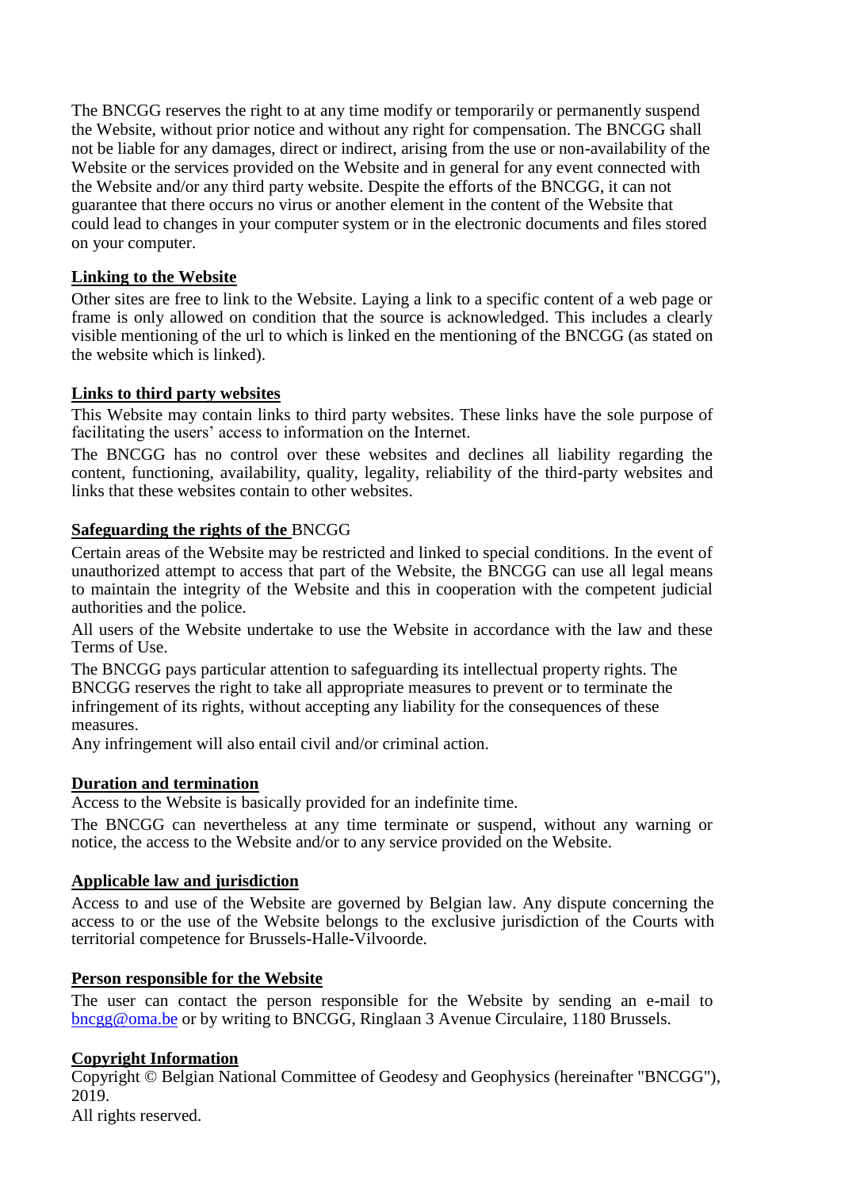The BNCGG reserves the right to at any time modify or temporarily or permanently suspend the Website, without prior notice and without any right for compensation. The BNCGG shall not be liable for any damages, direct or indirect, arising from the use or non-availability of the Website or the services provided on the Website and in general for any event connected with the Website and/or any third party website. Despite the efforts of the BNCGG, it can not guarantee that there occurs no virus or another element in the content of the Website that could lead to changes in your computer system or in the electronic documents and files stored on your computer.

**Linking to the Website**

Other sites are free to link to the Website. Laying a link to a specific content of a web page or frame is only allowed on condition that the source is acknowledged. This includes a clearly visible mentioning of the url to which is linked en the mentioning of the BNCGG (as stated on the website which is linked).

**Links to third party websites**

This Website may contain links to third party websites. These links have the sole purpose of facilitating the users' access to information on the Internet.

The BNCGG has no control over these websites and declines all liability regarding the content, functioning, availability, quality, legality, reliability of the third-party websites and links that these websites contain to other websites.

**Safeguarding the rights of the** BNCGG

Certain areas of the Website may be restricted and linked to special conditions. In the event of unauthorized attempt to access that part of the Website, the BNCGG can use all legal means to maintain the integrity of the Website and this in cooperation with the competent judicial authorities and the police.

All users of the Website undertake to use the Website in accordance with the law and these Terms of Use.

The BNCGG pays particular attention to safeguarding its intellectual property rights. The BNCGG reserves the right to take all appropriate measures to prevent or to terminate the infringement of its rights, without accepting any liability for the consequences of these measures.

Any infringement will also entail civil and/or criminal action.

**Duration and termination**

Access to the Website is basically provided for an indefinite time.

The BNCGG can nevertheless at any time terminate or suspend, without any warning or notice, the access to the Website and/or to any service provided on the Website.

**Applicable law and jurisdiction**

Access to and use of the Website are governed by Belgian law. Any dispute concerning the access to or the use of the Website belongs to the exclusive jurisdiction of the Courts with territorial competence for Brussels-Halle-Vilvoorde.

**Person responsible for the Website**

The user can contact the person responsible for the Website by sending an e-mail to bncgg@oma.be or by writing to BNCGG, Ringlaan 3 Avenue Circulaire, 1180 Brussels.

**Copyright Information**

Copyright © Belgian National Committee of Geodesy and Geophysics (hereinafter "BNCGG"), 2019.

All rights reserved.